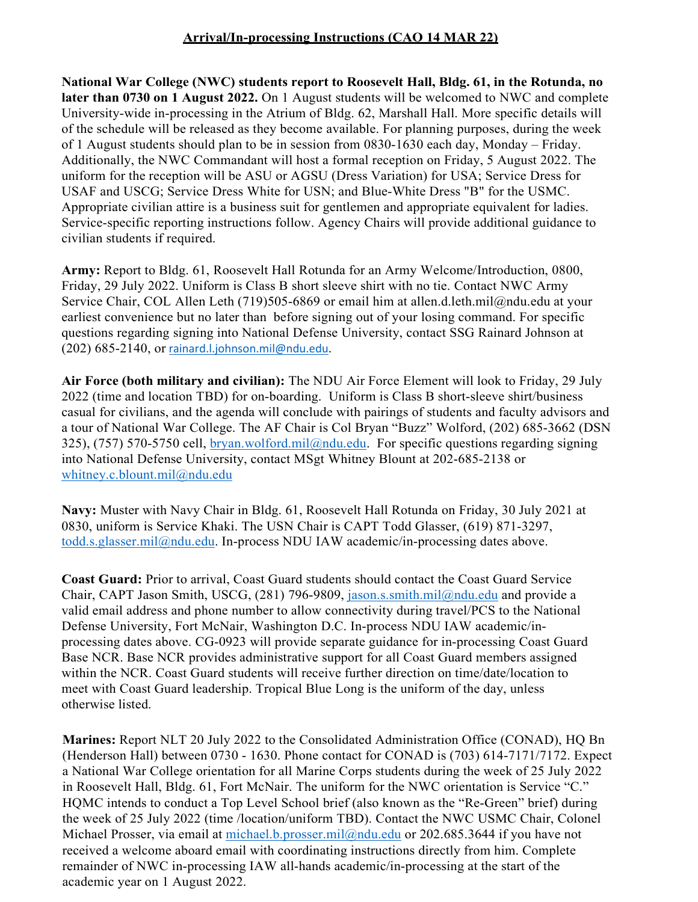# Arrival/In-processing Instructions (CAO 14 MAR 22)

**National War College (NWC) students report to Roosevelt Hall, Bldg. 61, in the Rotunda, no later than 0730 on 1 August 2022.** On 1 August students will be welcomed to NWC and complete University-wide in-processing in the Atrium of Bldg. 62, Marshall Hall. More specific details will of the schedule will be released as they become available. For planning purposes, during the week of 1 August students should plan to be in session from 0830-1630 each day, Monday – Friday. Additionally, the NWC Commandant will host a formal reception on Friday, 5 August 2022. The uniform for the reception will be ASU or AGSU (Dress Variation) for USA; Service Dress for USAF and USCG; Service Dress White for USN; and Blue-White Dress "B" for the USMC. Appropriate civilian attire is a business suit for gentlemen and appropriate equivalent for ladies. Service-specific reporting instructions follow. Agency Chairs will provide additional guidance to civilian students if required.

**Army:** Report to Bldg. 61, Roosevelt Hall Rotunda for an Army Welcome/Introduction, 0800, Friday, 29 July 2022. Uniform is Class B short sleeve shirt with no tie. Contact NWC Army Service Chair, COL Allen Leth (719)505-6869 or email him at allen.d.leth.mil@ndu.edu at your earliest convenience but no later than before signing out of your losing command. For specific questions regarding signing into National Defense University, contact SSG Rainard Johnson at (202) 685-2140, or rainard.l.johnson.mil@ndu.edu.

**Air Force (both military and civilian):** The NDU Air Force Element will look to Friday, 29 July 2022 (time and location TBD) for on-boarding. Uniform is Class B short-sleeve shirt/business casual for civilians, and the agenda will conclude with pairings of students and faculty advisors and a tour of National War College. The AF Chair is Col Bryan "Buzz" Wolford, (202) 685-3662 (DSN 325), (757) 570-5750 cell, bryan.wolford.mil@ndu.edu. For specific questions regarding signing into National Defense University, contact MSgt Whitney Blount at 202-685-2138 or whitney.c.blount.mil@ndu.edu

**Navy:** Muster with Navy Chair in Bldg. 61, Roosevelt Hall Rotunda on Friday, 30 July 2021 at 0830, uniform is Service Khaki. The USN Chair is CAPT Todd Glasser, (619) 871-3297, todd.s.glasser.mil@ndu.edu. In-process NDU IAW academic/in-processing dates above.

**Coast Guard:** Prior to arrival, Coast Guard students should contact the Coast Guard Service Chair, CAPT Jason Smith, USCG, (281) 796-9809, jason.s.smith.mil@ndu.edu and provide a valid email address and phone number to allow connectivity during travel/PCS to the National Defense University, Fort McNair, Washington D.C. In-process NDU IAW academic/in-processing dates above. CG-0923 will provide separate guidance for in-processing Coast Guard Base NCR. Base NCR provides administrative support for all Coast Guard members assigned within the NCR. Coast Guard students will receive further direction on time/date/location to meet with Coast Guard leadership. Tropical Blue Long is the uniform of the day, unless otherwise listed.

**Marines:** Report NLT 20 July 2022 to the Consolidated Administration Office (CONAD), HQ Bn (Henderson Hall) between 0730 - 1630. Phone contact for CONAD is (703) 614-7171/7172. Expect a National War College orientation for all Marine Corps students during the week of 25 July 2022 in Roosevelt Hall, Bldg. 61, Fort McNair. The uniform for the NWC orientation is Service "C." HQMC intends to conduct a Top Level School brief (also known as the "Re-Green" brief) during the week of 25 July 2022 (time /location/uniform TBD). Contact the NWC USMC Chair, Colonel Michael Prosser, via email at michael.b.prosser.mil@ndu.edu or 202.685.3644 if you have not received a welcome aboard email with coordinating instructions directly from him. Complete remainder of NWC in-processing IAW all-hands academic/in-processing at the start of the academic year on 1 August 2022.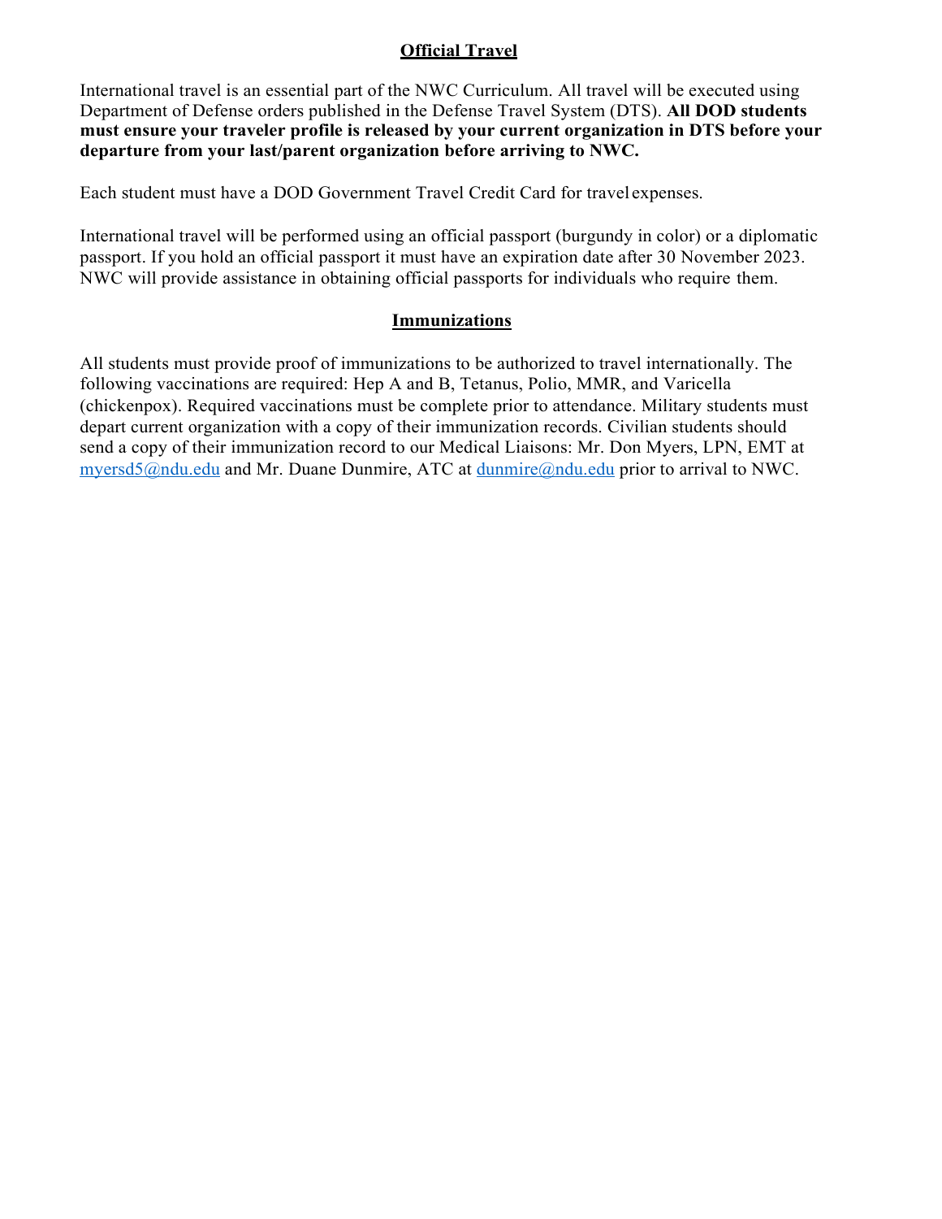## Official Travel

International travel is an essential part of the NWC Curriculum. All travel will be executed using Department of Defense orders published in the Defense Travel System (DTS). **All DOD students must ensure your traveler profile is released by your current organization in DTS before your departure from your last/parent organization before arriving to NWC.**

Each student must have a DOD Government Travel Credit Card for travel expenses.

International travel will be performed using an official passport (burgundy in color) or a diplomatic passport. If you hold an official passport it must have an expiration date after 30 November 2023. NWC will provide assistance in obtaining official passports for individuals who require them.

## Immunizations

All students must provide proof of immunizations to be authorized to travel internationally. The following vaccinations are required: Hep A and B, Tetanus, Polio, MMR, and Varicella (chickenpox). Required vaccinations must be complete prior to attendance. Military students must depart current organization with a copy of their immunization records. Civilian students should send a copy of their immunization record to our Medical Liaisons: Mr. Don Myers, LPN, EMT at myersd5@ndu.edu and Mr. Duane Dunmire, ATC at dunmire@ndu.edu prior to arrival to NWC.